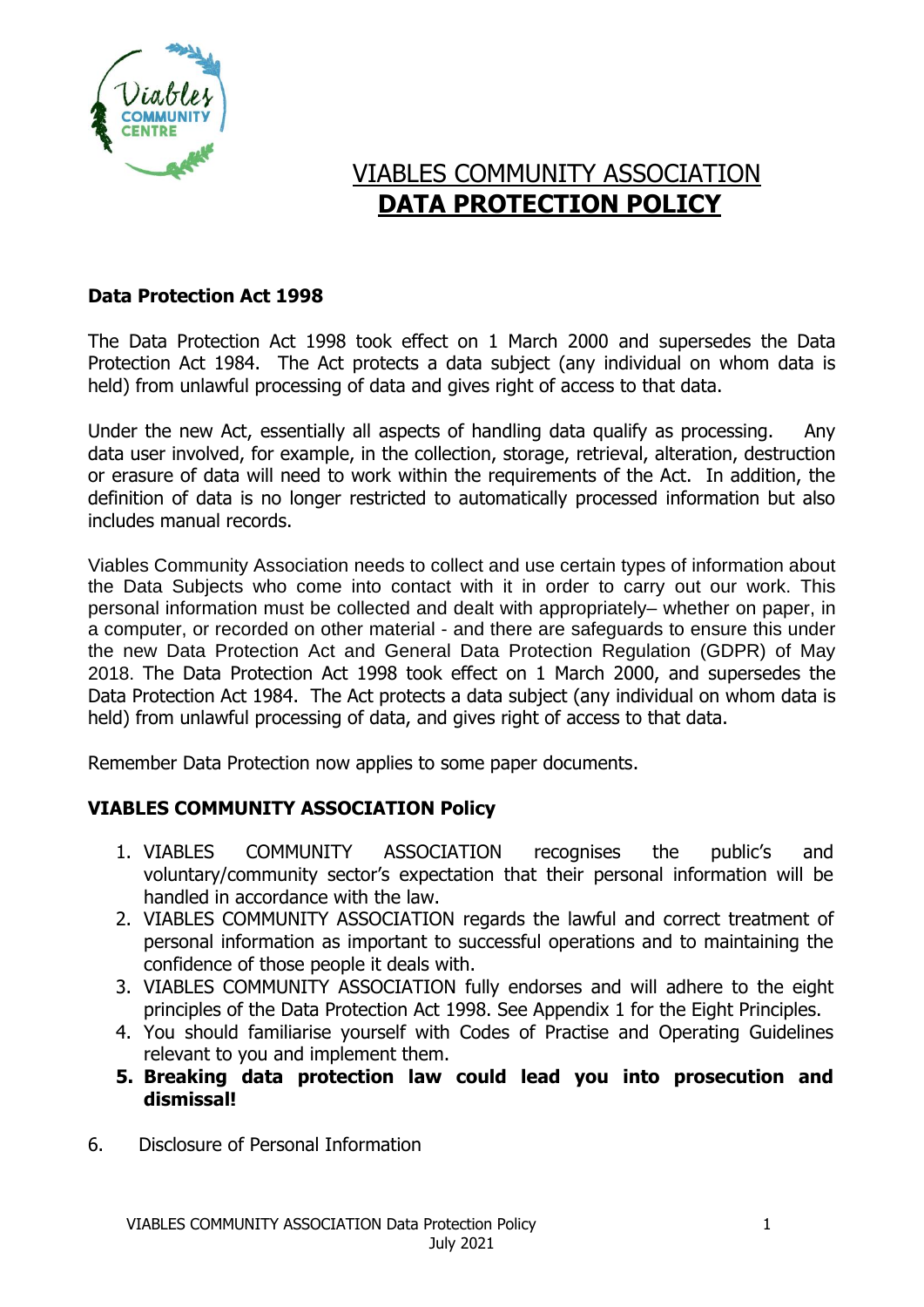# VIABLES COMMUNITY ASSOCIATION
# DATA PROTECTION POLICY

**Data Protection Act 1998**

The Data Protection Act 1998 took effect on 1 March 2000 and supersedes the Data Protection Act 1984. The Act protects a data subject (any individual on whom data is held) from unlawful processing of data and gives right of access to that data.

Under the new Act, essentially all aspects of handling data qualify as processing. Any data user involved, for example, in the collection, storage, retrieval, alteration, destruction or erasure of data will need to work within the requirements of the Act. In addition, the definition of data is no longer restricted to automatically processed information but also includes manual records.

Viables Community Association needs to collect and use certain types of information about the Data Subjects who come into contact with it in order to carry out our work. This personal information must be collected and dealt with appropriately– whether on paper, in a computer, or recorded on other material - and there are safeguards to ensure this under the new Data Protection Act and General Data Protection Regulation (GDPR) of May 2018. The Data Protection Act 1998 took effect on 1 March 2000, and supersedes the Data Protection Act 1984. The Act protects a data subject (any individual on whom data is held) from unlawful processing of data, and gives right of access to that data.

Remember Data Protection now applies to some paper documents.

**VIABLES COMMUNITY ASSOCIATION Policy**

1. VIABLES COMMUNITY ASSOCIATION recognises the public's and voluntary/community sector's expectation that their personal information will be handled in accordance with the law.
2. VIABLES COMMUNITY ASSOCIATION regards the lawful and correct treatment of personal information as important to successful operations and to maintaining the confidence of those people it deals with.
3. VIABLES COMMUNITY ASSOCIATION fully endorses and will adhere to the eight principles of the Data Protection Act 1998. See Appendix 1 for the Eight Principles.
4. You should familiarise yourself with Codes of Practise and Operating Guidelines relevant to you and implement them.
5. **Breaking data protection law could lead you into prosecution and dismissal!**

6. Disclosure of Personal Information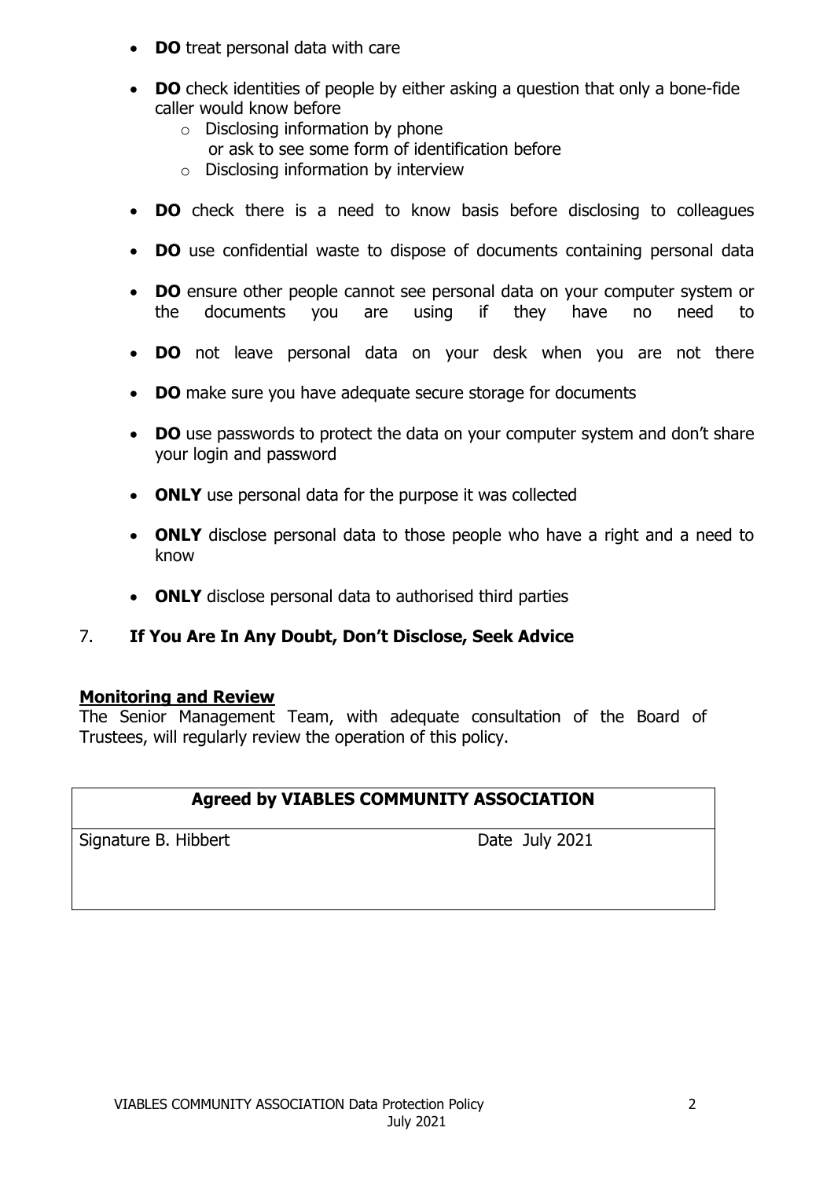- **DO** treat personal data with care
- **DO** check identities of people by either asking a question that only a bone-fide caller would know before
  - Disclosing information by phone
    or ask to see some form of identification before
  - Disclosing information by interview
- **DO** check there is a need to know basis before disclosing to colleagues
- **DO** use confidential waste to dispose of documents containing personal data
- **DO** ensure other people cannot see personal data on your computer system or the documents you are using if they have no need to
- **DO** not leave personal data on your desk when you are not there
- **DO** make sure you have adequate secure storage for documents
- **DO** use passwords to protect the data on your computer system and don't share your login and password
- **ONLY** use personal data for the purpose it was collected
- **ONLY** disclose personal data to those people who have a right and a need to know
- **ONLY** disclose personal data to authorised third parties

7. **If You Are In Any Doubt, Don't Disclose, Seek Advice**

**Monitoring and Review**

The Senior Management Team, with adequate consultation of the Board of Trustees, will regularly review the operation of this policy.

| **Agreed by VIABLES COMMUNITY ASSOCIATION** | |
| --- | --- |
| Signature B. Hibbert | Date July 2021 |